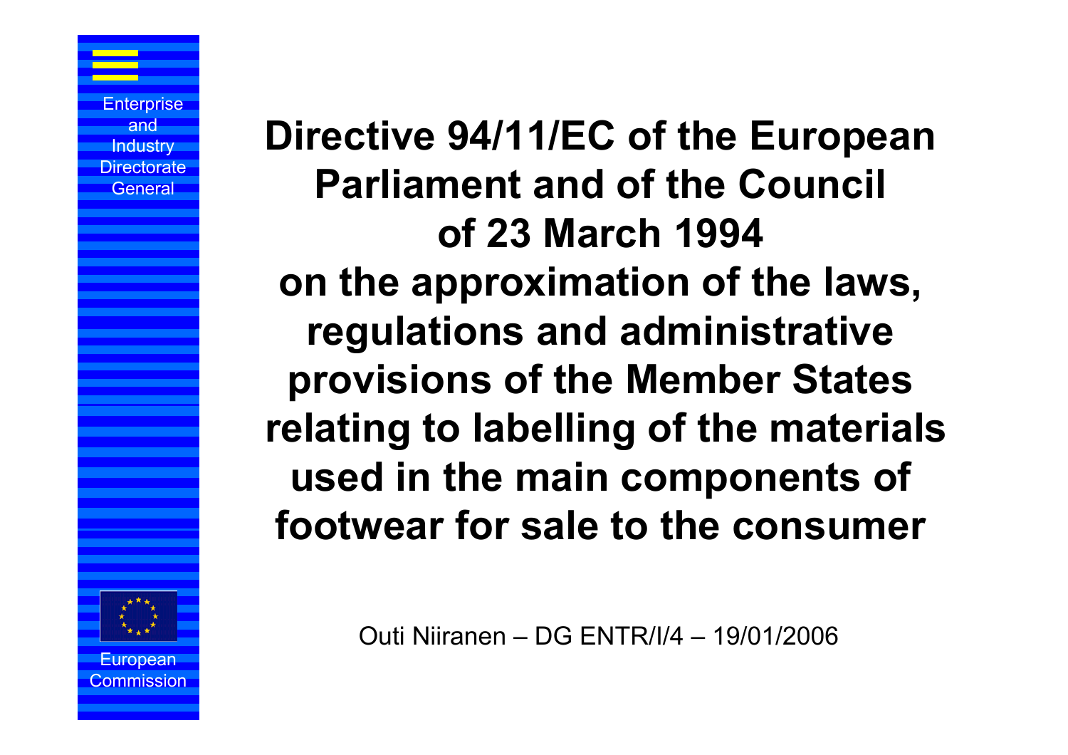Enterprise and Industry Directorate General

# Directive 94/11/EC of the European Parliament and of the Council of 23 March 1994 on the approximation of the laws, regulations and administrative provisions of the Member States relating to labelling of the materials used in the main components of footwear for sale to the consumer

Outi Niiranen – DG ENTR/I/4 – 19/01/2006

European Commission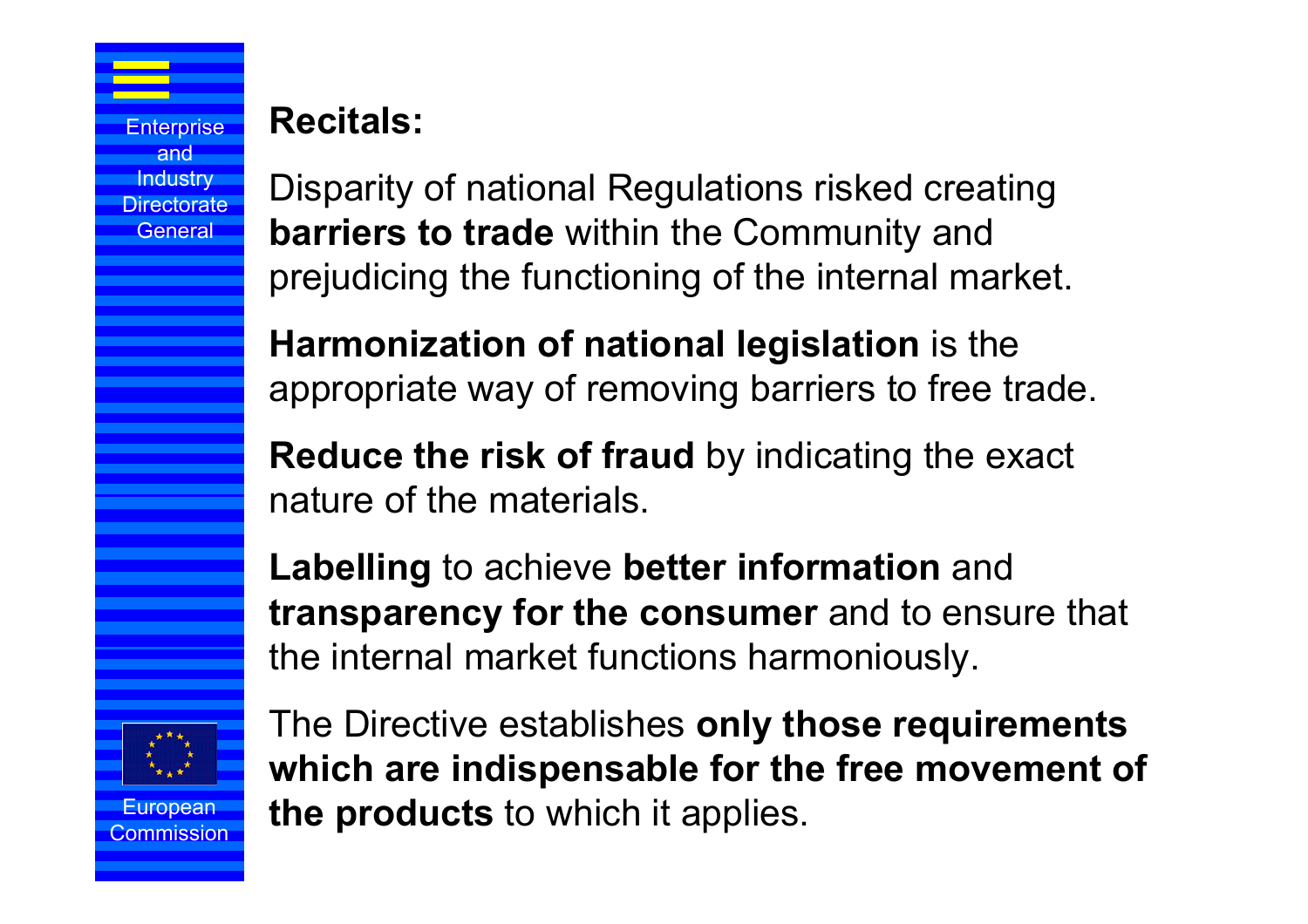## Recitals:

Disparity of national Regulations risked creating **barriers to trade** within the Community and prejudicing the functioning of the internal market.

**Harmonization of national legislation** is the appropriate way of removing barriers to free trade.

**Reduce the risk of fraud** by indicating the exact nature of the materials.

**Labelling** to achieve **better information** and **transparency for the consumer** and to ensure that the internal market functions harmoniously.

The Directive establishes **only those requirements which are indispensable for the free movement of the products** to which it applies.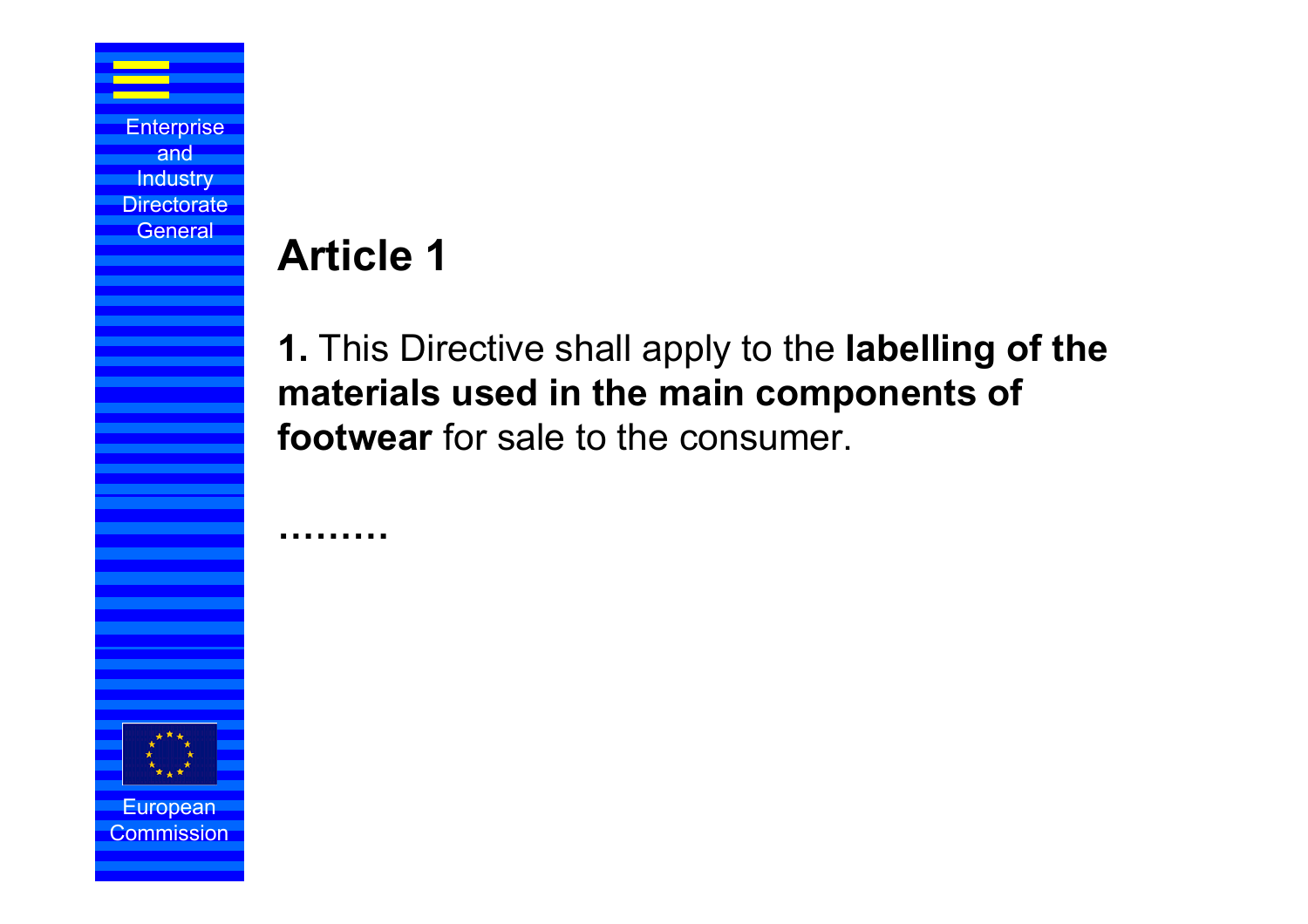# Article 1

**1.** This Directive shall apply to the **labelling of the materials used in the main components of footwear** for sale to the consumer.

**………**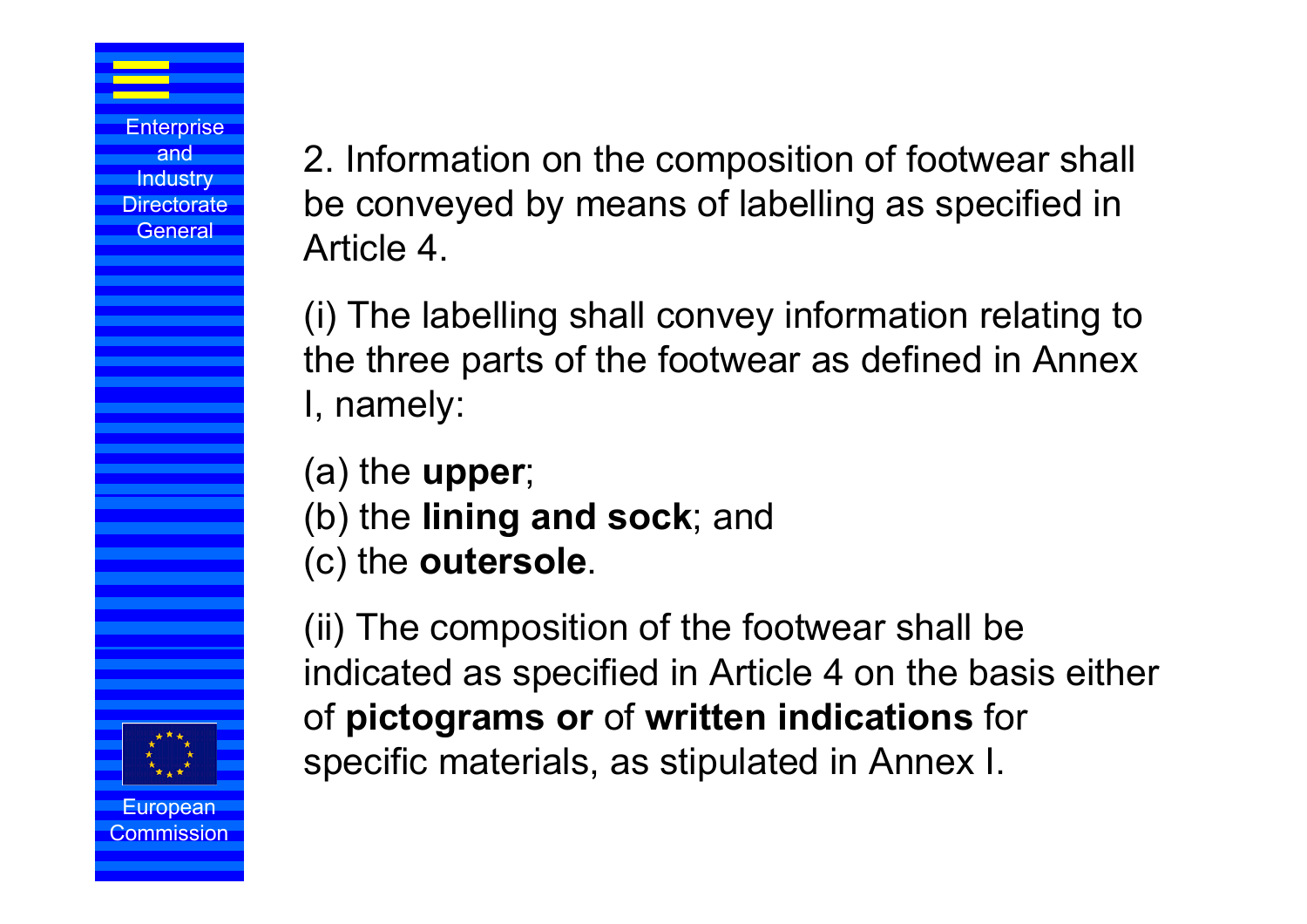2. Information on the composition of footwear shall be conveyed by means of labelling as specified in Article 4.

(i) The labelling shall convey information relating to the three parts of the footwear as defined in Annex I, namely:

(a) the **upper**;
(b) the **lining and sock**; and
(c) the **outersole**.

(ii) The composition of the footwear shall be indicated as specified in Article 4 on the basis either of **pictograms or** of **written indications** for specific materials, as stipulated in Annex I.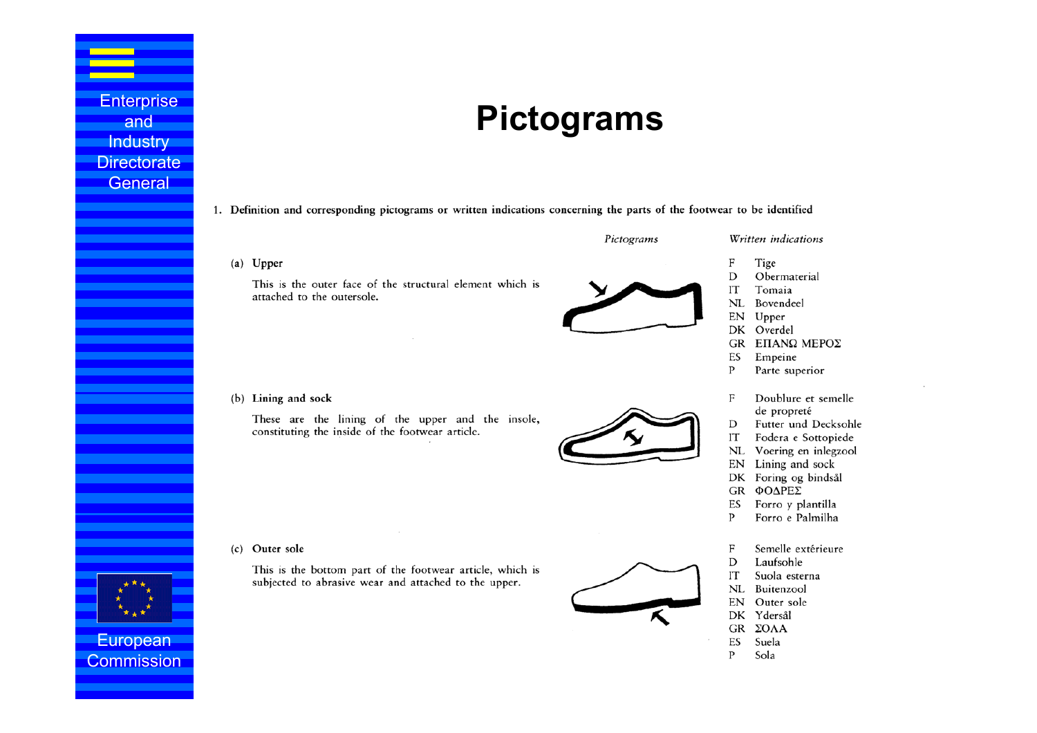# Pictograms

1. **Definition and corresponding pictograms or written indications concerning the parts of the footwear to be identified**

| | *Pictograms* | *Written indications* |
|---|---|---|
| (a) **Upper**<br><br>This is the outer face of the structural element which is attached to the outersole. | | F Tige<br>D Obermaterial<br>IT Tomaia<br>NL Bovendeel<br>EN Upper<br>DK Overdel<br>GR ΕΠΑΝΩ ΜΕΡΟΣ<br>ES Empeine<br>P Parte superior |
| (b) **Lining and sock**<br><br>These are the lining of the upper and the insole, constituting the inside of the footwear article. | | F Doublure et semelle de propreté<br>D Futter und Decksohle<br>IT Fodera e Sottopiede<br>NL Voering en inlegzool<br>EN Lining and sock<br>DK Foring og bindsål<br>GR ΦΟΔΡΕΣ<br>ES Forro y plantilla<br>P Forro e Palmilha |
| (c) **Outer sole**<br><br>This is the bottom part of the footwear article, which is subjected to abrasive wear and attached to the upper. | | F Semelle extérieure<br>D Laufsohle<br>IT Suola esterna<br>NL Buitenzool<br>EN Outer sole<br>DK Ydersål<br>GR ΣΟΛΑ<br>ES Suela<br>P Sola |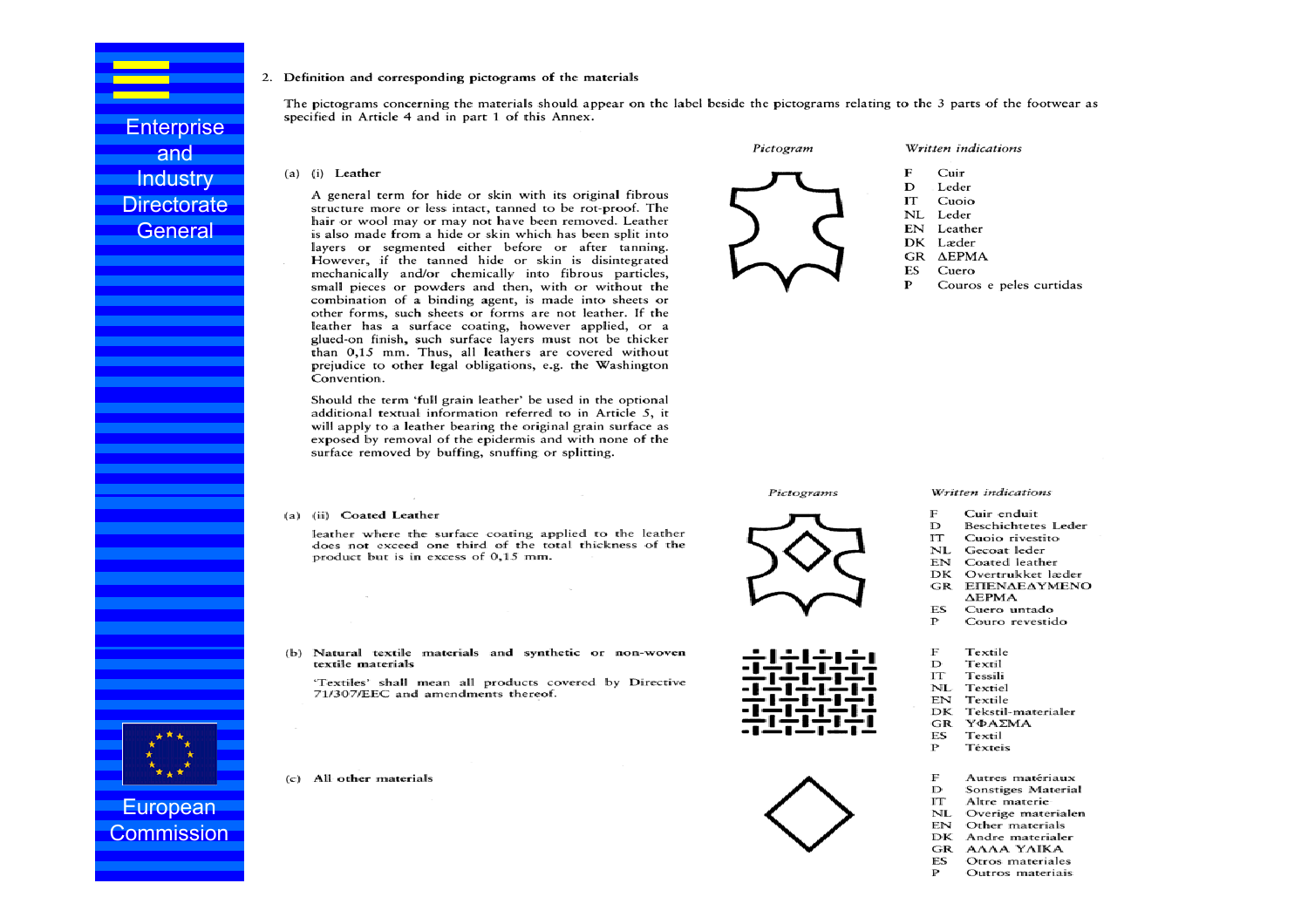2. **Definition and corresponding pictograms of the materials**

The pictograms concerning the materials should appear on the label beside the pictograms relating to the 3 parts of the footwear as specified in Article 4 and in part 1 of this Annex.

(a) (i) **Leather**

A general term for hide or skin with its original fibrous structure more or less intact, tanned to be rot-proof. The hair or wool may or may not have been removed. Leather is also made from a hide or skin which has been split into layers or segmented either before or after tanning. However, if the tanned hide or skin is disintegrated mechanically and/or chemically into fibrous particles, small pieces or powders and then, with or without the combination of a binding agent, is made into sheets or other forms, such sheets or forms are not leather. If the leather has a surface coating, however applied, or a glued-on finish, such surface layers must not be thicker than 0,15 mm. Thus, all leathers are covered without prejudice to other legal obligations, e.g. the Washington Convention.

Should the term 'full grain leather' be used in the optional additional textual information referred to in Article 5, it will apply to a leather bearing the original grain surface as exposed by removal of the epidermis and with none of the surface removed by buffing, snuffing or splitting.

*Written indications*

| | |
|---|---|
| F | Cuir |
| D | Leder |
| IT | Cuoio |
| NL | Leder |
| EN | Leather |
| DK | Læder |
| GR | ΔΕΡΜΑ |
| ES | Cuero |
| P | Couros e peles curtidas |

(a) (ii) **Coated Leather**

leather where the surface coating applied to the leather does not exceed one third of the total thickness of the product but is in excess of 0,15 mm.

*Written indications*

| | |
|---|---|
| F | Cuir enduit |
| D | Beschichtetes Leder |
| IT | Cuoio rivestito |
| NL | Gecoat leder |
| EN | Coated leather |
| DK | Overtrukket læder |
| GR | ΕΠΕΝΔΕΔΥΜΕΝΟ ΔΕΡΜΑ |
| ES | Cuero untado |
| P | Couro revestido |

(b) **Natural textile materials and synthetic or non-woven textile materials**

'Textiles' shall mean all products covered by Directive 71/307/EEC and amendments thereof.

| | |
|---|---|
| F | Textile |
| D | Textil |
| IT | Tessili |
| NL | Textiel |
| EN | Textile |
| DK | Tekstil-materialer |
| GR | ΥΦΑΣΜΑ |
| ES | Textil |
| P | Têxteis |

(c) **All other materials**

| | |
|---|---|
| F | Autres matériaux |
| D | Sonstiges Material |
| IT | Altre materie |
| NL | Overige materialen |
| EN | Other materials |
| DK | Andre materialer |
| GR | ΑΛΛΑ ΥΛΙΚΑ |
| ES | Otros materiales |
| P | Outros materiais |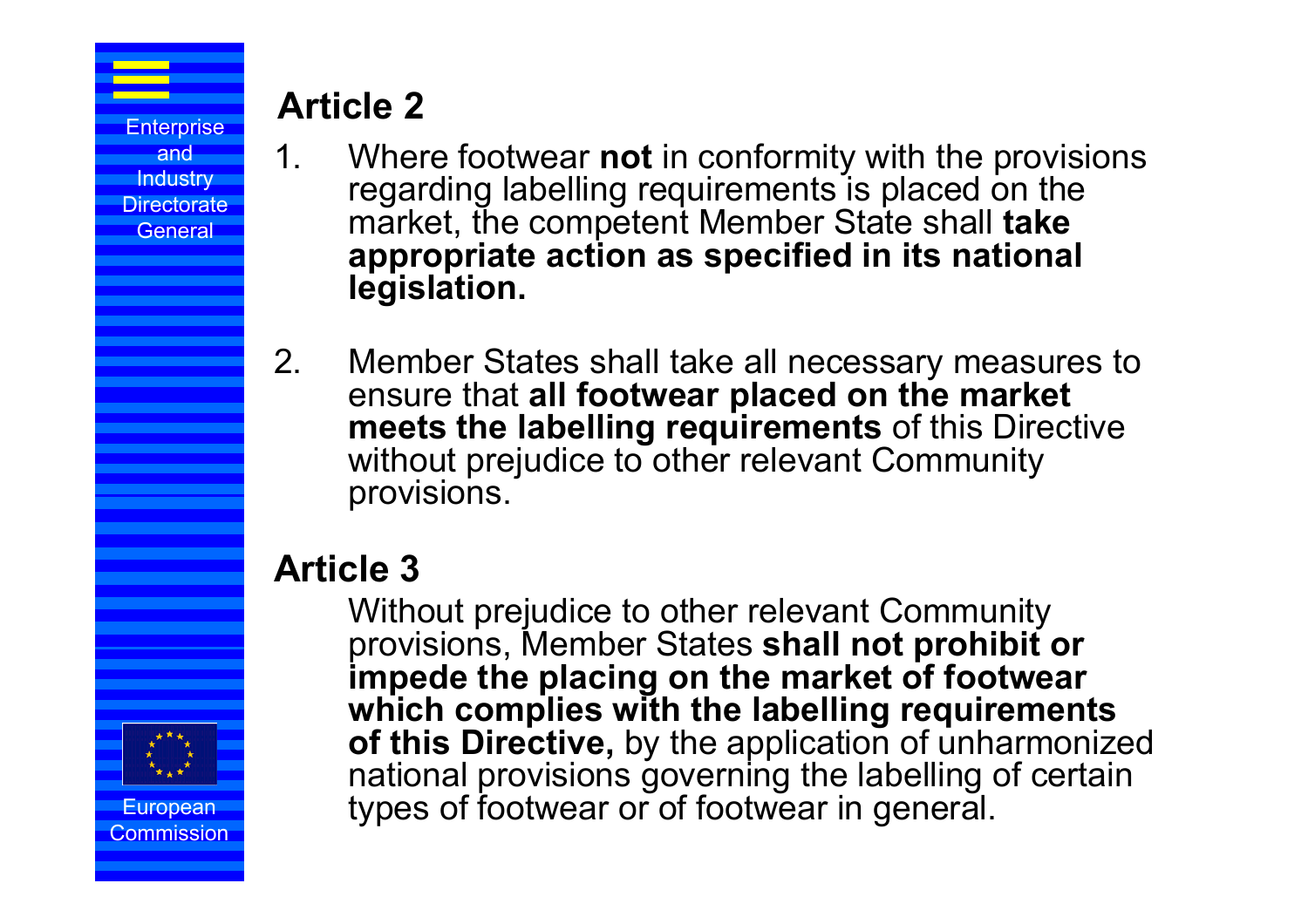## Article 2

1. Where footwear **not** in conformity with the provisions regarding labelling requirements is placed on the market, the competent Member State shall **take appropriate action as specified in its national legislation.**

2. Member States shall take all necessary measures to ensure that **all footwear placed on the market meets the labelling requirements** of this Directive without prejudice to other relevant Community provisions.

## Article 3

Without prejudice to other relevant Community provisions, Member States **shall not prohibit or impede the placing on the market of footwear which complies with the labelling requirements of this Directive,** by the application of unharmonized national provisions governing the labelling of certain types of footwear or of footwear in general.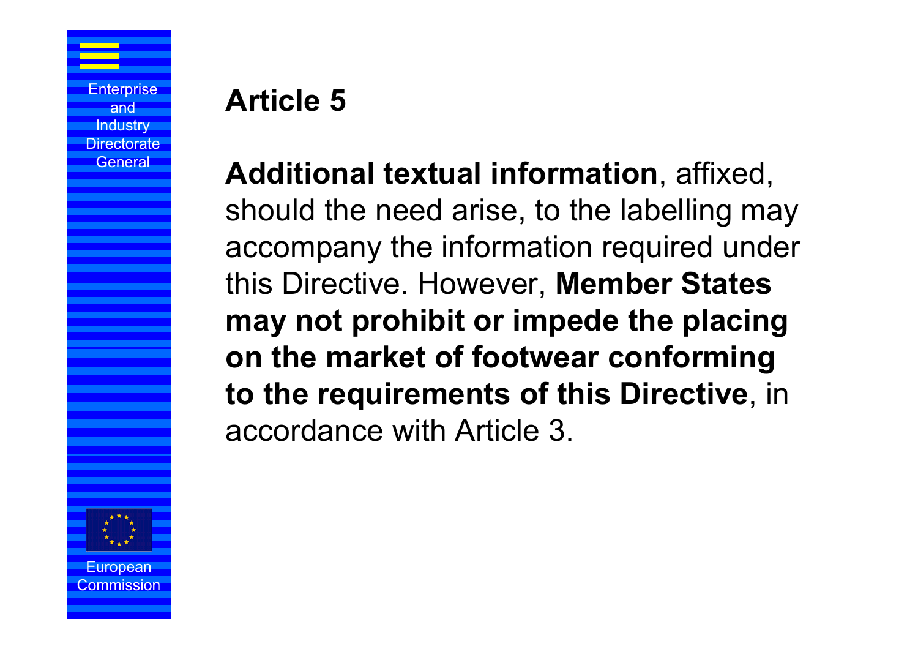# Article 5

**Additional textual information**, affixed, should the need arise, to the labelling may accompany the information required under this Directive. However, **Member States may not prohibit or impede the placing on the market of footwear conforming to the requirements of this Directive**, in accordance with Article 3.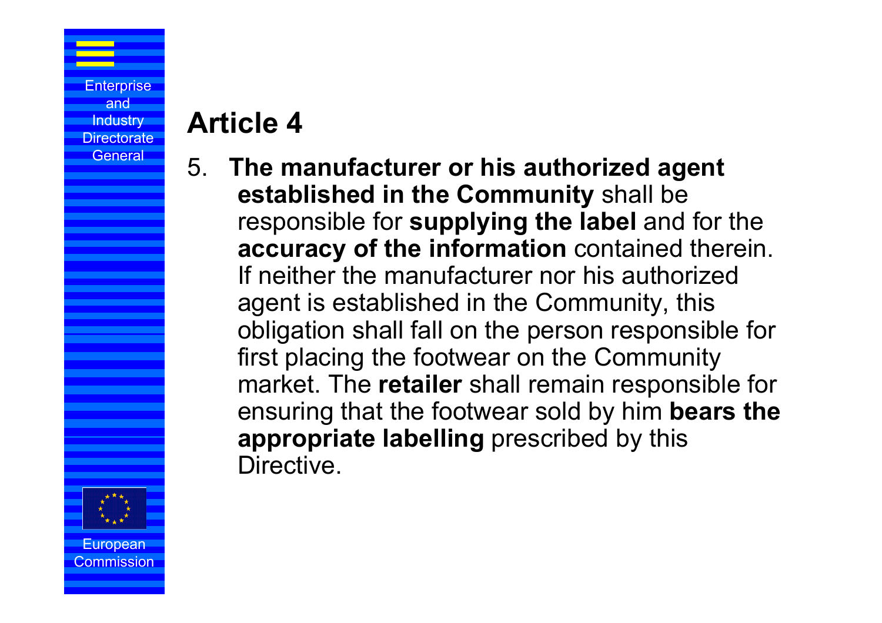# Article 4

5. **The manufacturer or his authorized agent established in the Community** shall be responsible for **supplying the label** and for the **accuracy of the information** contained therein. If neither the manufacturer nor his authorized agent is established in the Community, this obligation shall fall on the person responsible for first placing the footwear on the Community market. The **retailer** shall remain responsible for ensuring that the footwear sold by him **bears the appropriate labelling** prescribed by this Directive.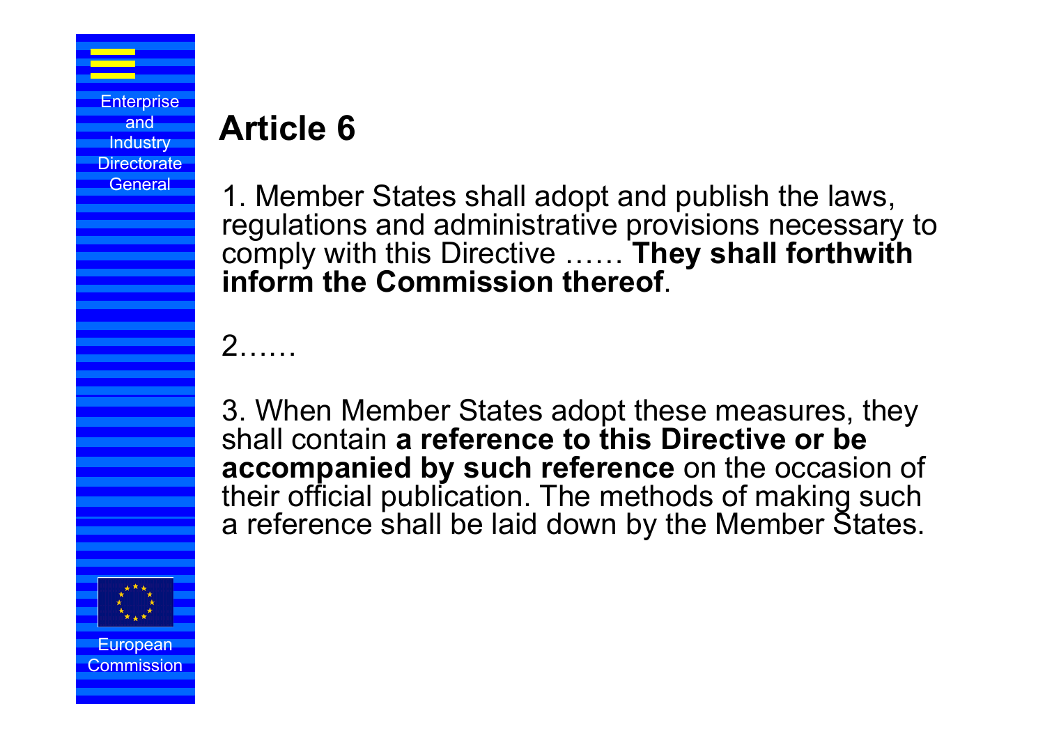# Article 6

1. Member States shall adopt and publish the laws, regulations and administrative provisions necessary to comply with this Directive …… **They shall forthwith inform the Commission thereof**.

2……

3. When Member States adopt these measures, they shall contain **a reference to this Directive or be accompanied by such reference** on the occasion of their official publication. The methods of making such a reference shall be laid down by the Member States.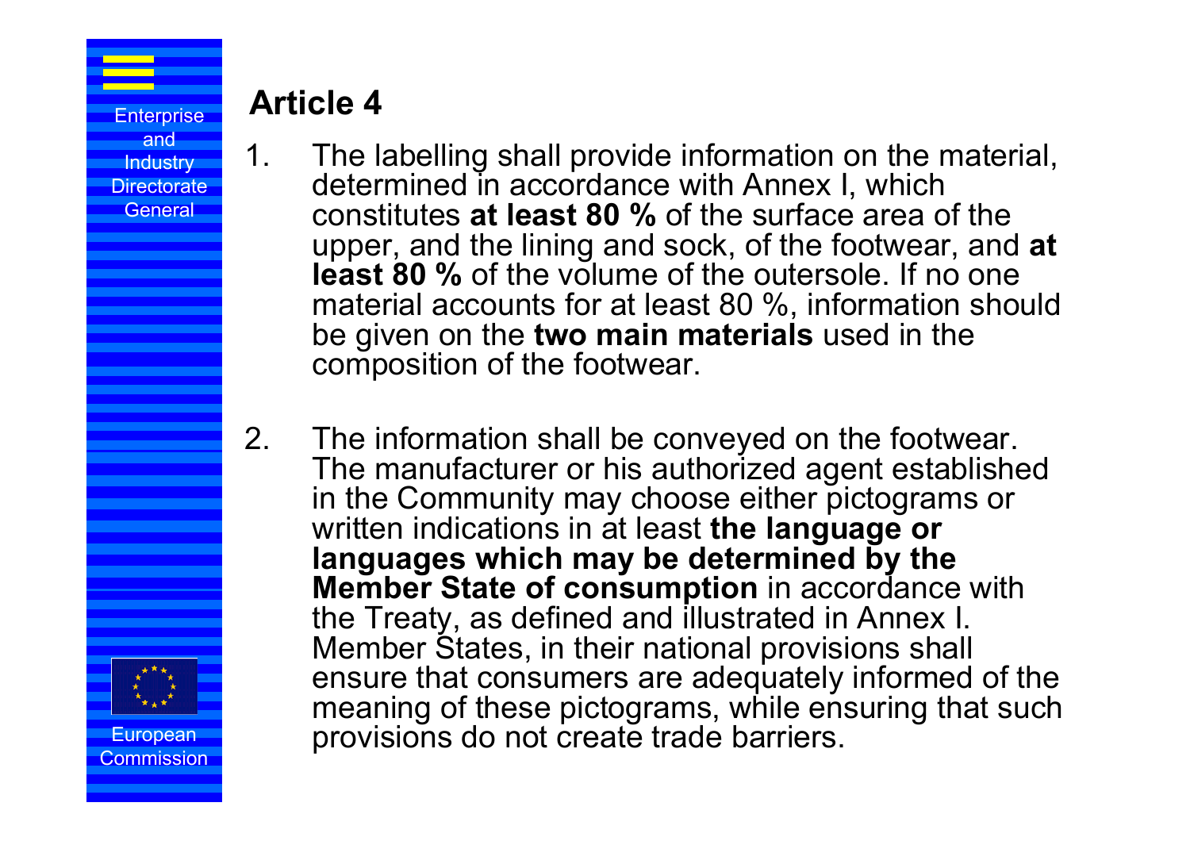## Article 4

1. The labelling shall provide information on the material, determined in accordance with Annex I, which constitutes **at least 80 %** of the surface area of the upper, and the lining and sock, of the footwear, and **at least 80 %** of the volume of the outersole. If no one material accounts for at least 80 %, information should be given on the **two main materials** used in the composition of the footwear.

2. The information shall be conveyed on the footwear. The manufacturer or his authorized agent established in the Community may choose either pictograms or written indications in at least **the language or languages which may be determined by the Member State of consumption** in accordance with the Treaty, as defined and illustrated in Annex I. Member States, in their national provisions shall ensure that consumers are adequately informed of the meaning of these pictograms, while ensuring that such provisions do not create trade barriers.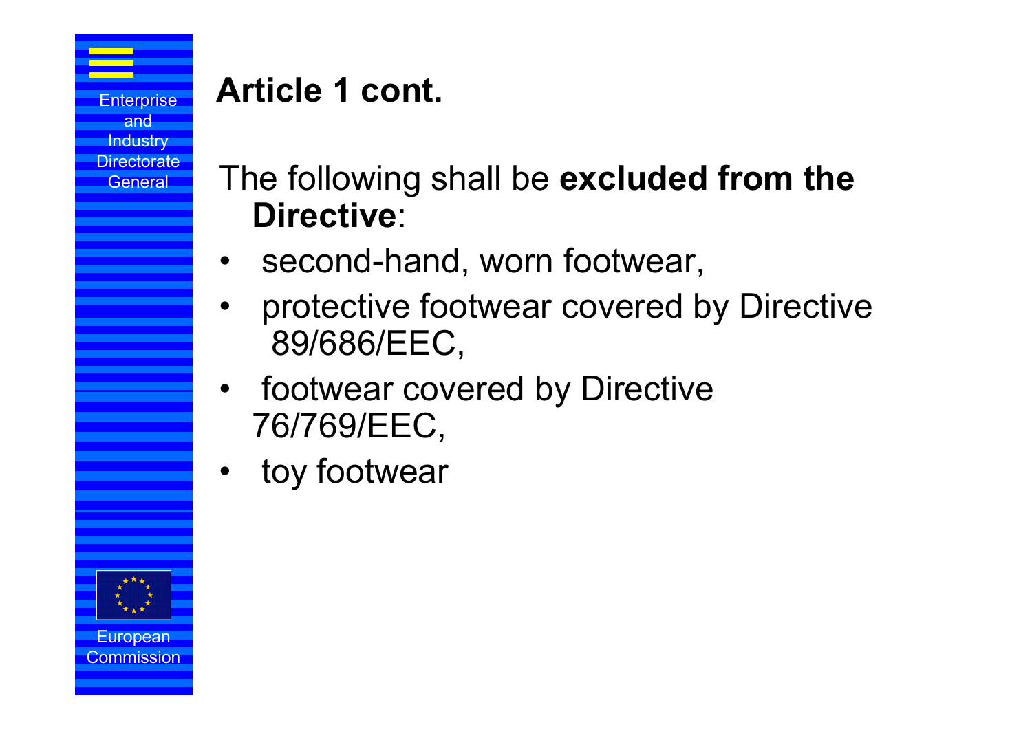## Article 1 cont.

The following shall be **excluded from the Directive**:

- second-hand, worn footwear,
- protective footwear covered by Directive 89/686/EEC,
- footwear covered by Directive 76/769/EEC,
- toy footwear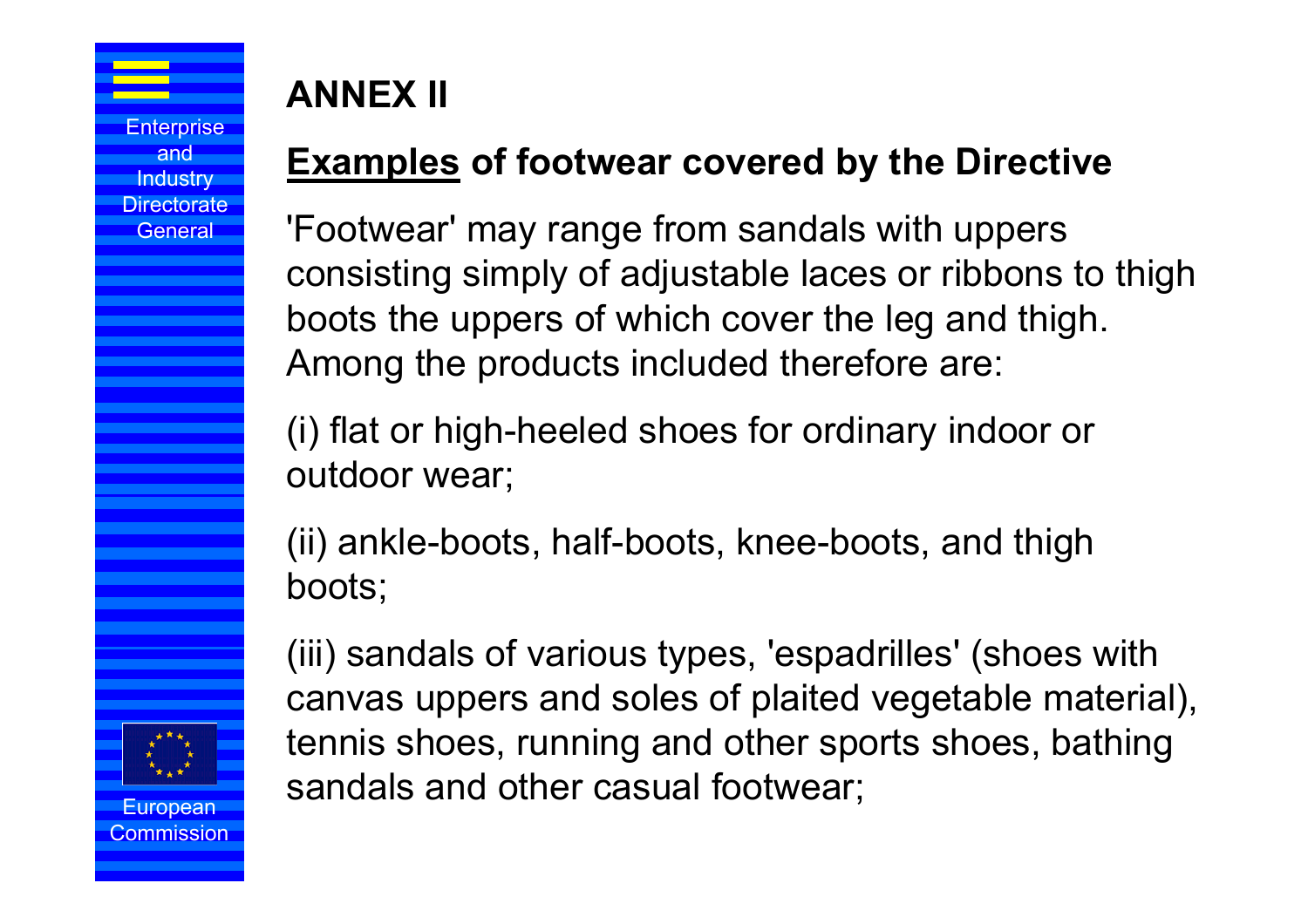# ANNEX II

## <u>Examples</u> of footwear covered by the Directive

'Footwear' may range from sandals with uppers consisting simply of adjustable laces or ribbons to thigh boots the uppers of which cover the leg and thigh. Among the products included therefore are:

(i) flat or high-heeled shoes for ordinary indoor or outdoor wear;

(ii) ankle-boots, half-boots, knee-boots, and thigh boots;

(iii) sandals of various types, 'espadrilles' (shoes with canvas uppers and soles of plaited vegetable material), tennis shoes, running and other sports shoes, bathing sandals and other casual footwear;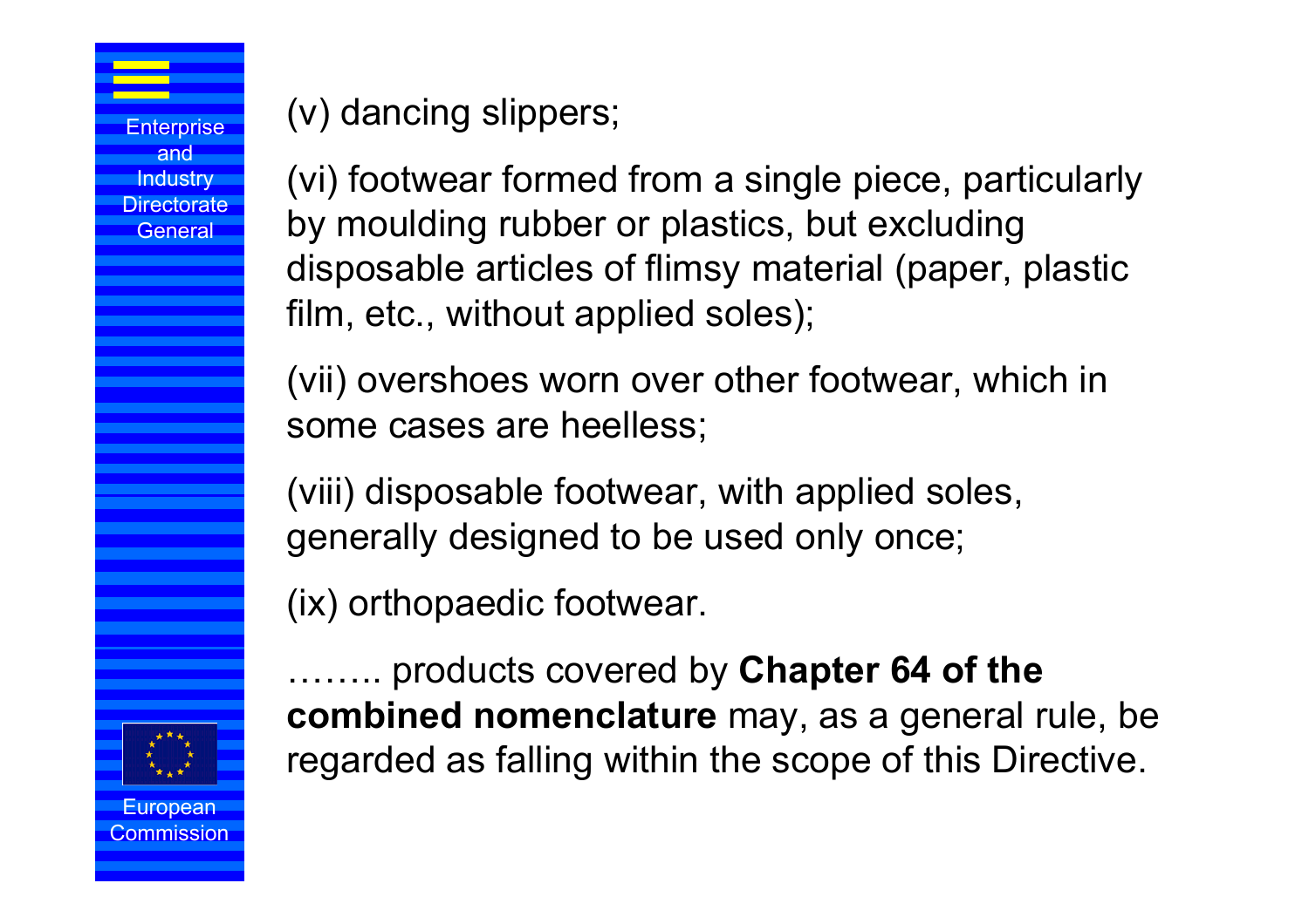(v) dancing slippers;

(vi) footwear formed from a single piece, particularly by moulding rubber or plastics, but excluding disposable articles of flimsy material (paper, plastic film, etc., without applied soles);

(vii) overshoes worn over other footwear, which in some cases are heelless;

(viii) disposable footwear, with applied soles, generally designed to be used only once;

(ix) orthopaedic footwear.

…….. products covered by **Chapter 64 of the combined nomenclature** may, as a general rule, be regarded as falling within the scope of this Directive.